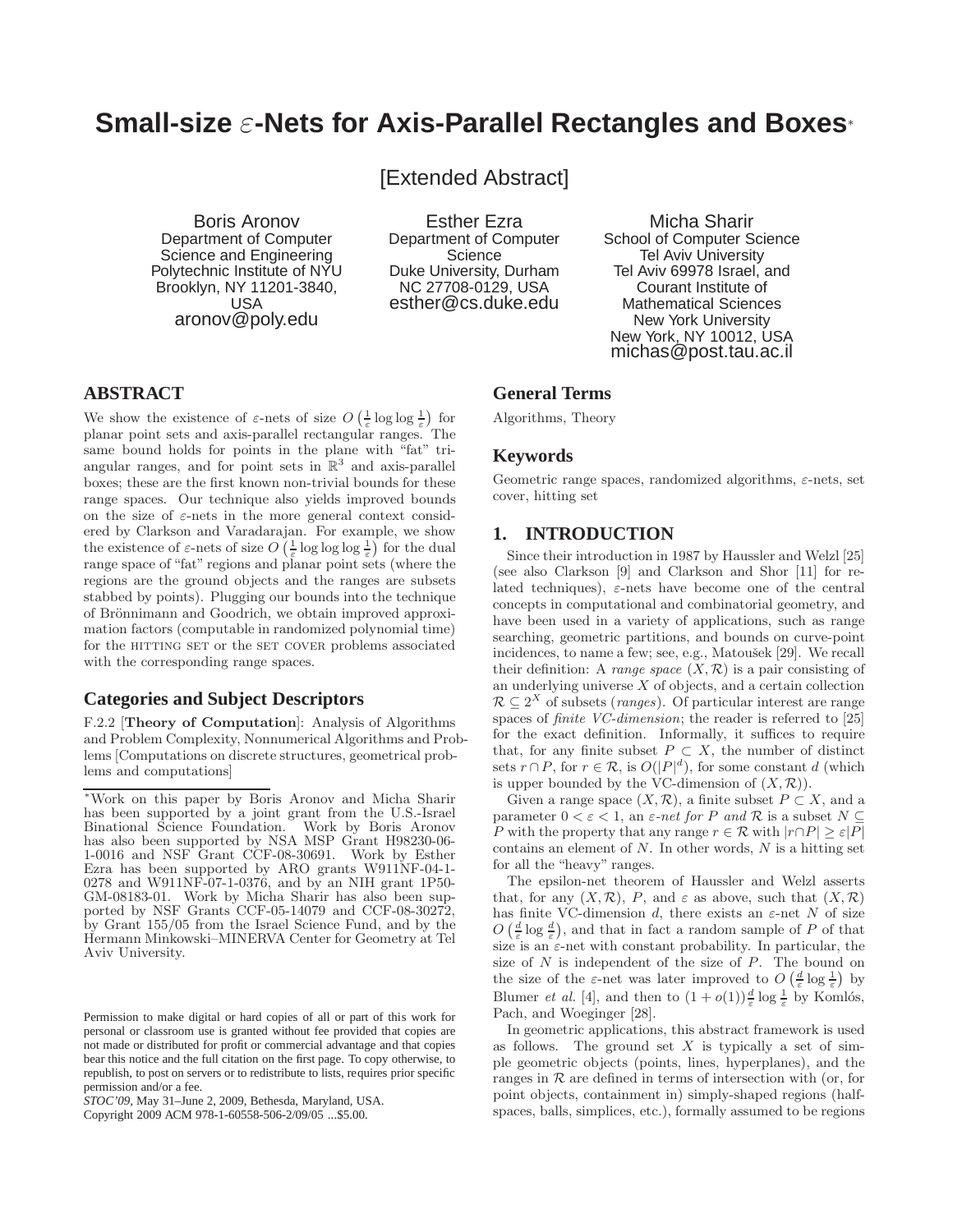# Small-size $\varepsilon$-Nets for Axis-Parallel Rectangles and Boxes*

[Extended Abstract]

Boris Aronov
Department of Computer Science and Engineering
Polytechnic Institute of NYU
Brooklyn, NY 11201-3840, USA
aronov@poly.edu

Esther Ezra
Department of Computer Science
Duke University, Durham
NC 27708-0129, USA
esther@cs.duke.edu

Micha Sharir
School of Computer Science
Tel Aviv University
Tel Aviv 69978 Israel, and
Courant Institute of Mathematical Sciences
New York University
New York, NY 10012, USA
michas@post.tau.ac.il

## ABSTRACT

We show the existence of $\varepsilon$-nets of size $O\left(\frac{1}{\varepsilon}\log\log\frac{1}{\varepsilon}\right)$ for planar point sets and axis-parallel rectangular ranges. The same bound holds for points in the plane with "fat" triangular ranges, and for point sets in $\mathbb{R}^3$ and axis-parallel boxes; these are the first known non-trivial bounds for these range spaces. Our technique also yields improved bounds on the size of $\varepsilon$-nets in the more general context considered by Clarkson and Varadarajan. For example, we show the existence of $\varepsilon$-nets of size $O\left(\frac{1}{\varepsilon}\log\log\log\frac{1}{\varepsilon}\right)$ for the dual range space of "fat" regions and planar point sets (where the regions are the ground objects and the ranges are subsets stabbed by points). Plugging our bounds into the technique of Brönnimann and Goodrich, we obtain improved approximation factors (computable in randomized polynomial time) for the HITTING SET or the SET COVER problems associated with the corresponding range spaces.

## Categories and Subject Descriptors

F.2.2 [**Theory of Computation**]: Analysis of Algorithms and Problem Complexity, Nonnumerical Algorithms and Problems [Computations on discrete structures, geometrical problems and computations]

## General Terms

Algorithms, Theory

## Keywords

Geometric range spaces, randomized algorithms, $\varepsilon$-nets, set cover, hitting set

## 1. INTRODUCTION

Since their introduction in 1987 by Haussler and Welzl [25] (see also Clarkson [9] and Clarkson and Shor [11] for related techniques), $\varepsilon$-nets have become one of the central concepts in computational and combinatorial geometry, and have been used in a variety of applications, such as range searching, geometric partitions, and bounds on curve-point incidences, to name a few; see, e.g., Matoušek [29]. We recall their definition: A *range space* $(X, \mathcal{R})$ is a pair consisting of an underlying universe $X$ of objects, and a certain collection $\mathcal{R} \subseteq 2^X$ of subsets (*ranges*). Of particular interest are range spaces of *finite VC-dimension*; the reader is referred to [25] for the exact definition. Informally, it suffices to require that, for any finite subset $P \subset X$, the number of distinct sets $r \cap P$, for $r \in \mathcal{R}$, is $O(|P|^d)$, for some constant $d$ (which is upper bounded by the VC-dimension of $(X, \mathcal{R})$).

Given a range space $(X, \mathcal{R})$, a finite subset $P \subset X$, and a parameter $0 < \varepsilon < 1$, an *$\varepsilon$-net for $P$ and $\mathcal{R}$* is a subset $N \subseteq P$ with the property that any range $r \in \mathcal{R}$ with $|r \cap P| \geq \varepsilon|P|$ contains an element of $N$. In other words, $N$ is a hitting set for all the "heavy" ranges.

The epsilon-net theorem of Haussler and Welzl asserts that, for any $(X, \mathcal{R})$, $P$, and $\varepsilon$ as above, such that $(X, \mathcal{R})$ has finite VC-dimension $d$, there exists an $\varepsilon$-net $N$ of size $O\left(\frac{d}{\varepsilon}\log\frac{d}{\varepsilon}\right)$, and that in fact a random sample of $P$ of that size is an $\varepsilon$-net with constant probability. In particular, the size of $N$ is independent of the size of $P$. The bound on the size of the $\varepsilon$-net was later improved to $O\left(\frac{d}{\varepsilon}\log\frac{1}{\varepsilon}\right)$ by Blumer *et al.* [4], and then to $(1 + o(1))\frac{d}{\varepsilon}\log\frac{1}{\varepsilon}$ by Komlós, Pach, and Woeginger [28].

In geometric applications, this abstract framework is used as follows. The ground set $X$ is typically a set of simple geometric objects (points, lines, hyperplanes), and the ranges in $\mathcal{R}$ are defined in terms of intersection with (or, for point objects, containment in) simply-shaped regions (halfspaces, balls, simplices, etc.), formally assumed to be regions

---

*Work on this paper by Boris Aronov and Micha Sharir has been supported by a joint grant from the U.S.-Israel Binational Science Foundation. Work by Boris Aronov has also been supported by NSA MSP Grant H98230-06-1-0016 and NSF Grant CCF-08-30691. Work by Esther Ezra has been supported by ARO grants W911NF-04-1-0278 and W911NF-07-1-0376, and by an NIH grant 1P50-GM-08183-01. Work by Micha Sharir has also been supported by NSF Grants CCF-05-14079 and CCF-08-30272, by Grant 155/05 from the Israel Science Fund, and by the Hermann Minkowski–MINERVA Center for Geometry at Tel Aviv University.

Permission to make digital or hard copies of all or part of this work for personal or classroom use is granted without fee provided that copies are not made or distributed for profit or commercial advantage and that copies bear this notice and the full citation on the first page. To copy otherwise, to republish, to post on servers or to redistribute to lists, requires prior specific permission and/or a fee.
*STOC'09*, May 31–June 2, 2009, Bethesda, Maryland, USA.
Copyright 2009 ACM 978-1-60558-506-2/09/05 ...$5.00.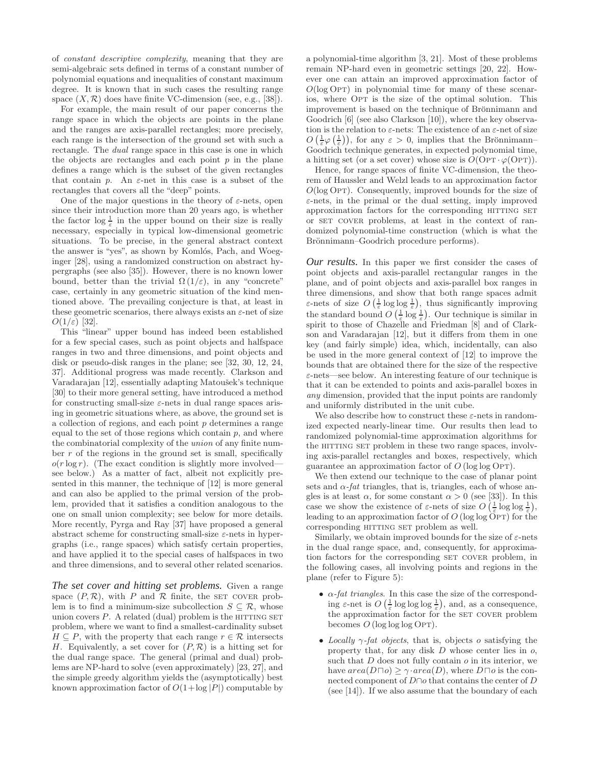of *constant descriptive complexity*, meaning that they are semi-algebraic sets defined in terms of a constant number of polynomial equations and inequalities of constant maximum degree. It is known that in such cases the resulting range space $(X, \mathcal{R})$ does have finite VC-dimension (see, e.g., [38]).

For example, the main result of our paper concerns the range space in which the objects are points in the plane and the ranges are axis-parallel rectangles; more precisely, each range is the intersection of the ground set with such a rectangle. The *dual* range space in this case is one in which the objects are rectangles and each point $p$ in the plane defines a range which is the subset of the given rectangles that contain $p$. An $\varepsilon$-net in this case is a subset of the rectangles that covers all the "deep" points.

One of the major questions in the theory of $\varepsilon$-nets, open since their introduction more than 20 years ago, is whether the factor $\log \frac{1}{\varepsilon}$ in the upper bound on their size is really necessary, especially in typical low-dimensional geometric situations. To be precise, in the general abstract context the answer is "yes", as shown by Komlós, Pach, and Woeginger [28], using a randomized construction on abstract hypergraphs (see also [35]). However, there is no known lower bound, better than the trivial $\Omega(1/\varepsilon)$, in any "concrete" case, certainly in any geometric situation of the kind mentioned above. The prevailing conjecture is that, at least in these geometric scenarios, there always exists an $\varepsilon$-net of size $O(1/\varepsilon)$ [32].

This "linear" upper bound has indeed been established for a few special cases, such as point objects and halfspace ranges in two and three dimensions, and point objects and disk or pseudo-disk ranges in the plane; see [32, 30, 12, 24, 37]. Additional progress was made recently. Clarkson and Varadarajan [12], essentially adapting Matoušek's technique [30] to their more general setting, have introduced a method for constructing small-size $\varepsilon$-nets in dual range spaces arising in geometric situations where, as above, the ground set is a collection of regions, and each point $p$ determines a range equal to the set of those regions which contain $p$, and where the combinatorial complexity of the *union* of any finite number $r$ of the regions in the ground set is small, specifically $o(r \log r)$. (The exact condition is slightly more involved—see below.) As a matter of fact, albeit not explicitly presented in this manner, the technique of [12] is more general and can also be applied to the primal version of the problem, provided that it satisfies a condition analogous to the one on small union complexity; see below for more details. More recently, Pyrga and Ray [37] have proposed a general abstract scheme for constructing small-size $\varepsilon$-nets in hypergraphs (i.e., range spaces) which satisfy certain properties, and have applied it to the special cases of halfspaces in two and three dimensions, and to several other related scenarios.

***The set cover and hitting set problems.*** Given a range space $(P, \mathcal{R})$, with $P$ and $\mathcal{R}$ finite, the SET COVER problem is to find a minimum-size subcollection $S \subseteq \mathcal{R}$, whose union covers $P$. A related (dual) problem is the HITTING SET problem, where we want to find a smallest-cardinality subset $H \subseteq P$, with the property that each range $r \in \mathcal{R}$ intersects $H$. Equivalently, a set cover for $(P, \mathcal{R})$ is a hitting set for the dual range space. The general (primal and dual) problems are NP-hard to solve (even approximately) [23, 27], and the simple greedy algorithm yields the (asymptotically) best known approximation factor of $O(1+\log|P|)$ computable by a polynomial-time algorithm [3, 21]. Most of these problems remain NP-hard even in geometric settings [20, 22]. However one can attain an improved approximation factor of $O(\log \text{OPT})$ in polynomial time for many of these scenarios, where OPT is the size of the optimal solution. This improvement is based on the technique of Brönnimann and Goodrich [6] (see also Clarkson [10]), where the key observation is the relation to $\varepsilon$-nets: The existence of an $\varepsilon$-net of size $O\left(\frac{1}{\varepsilon}\varphi\left(\frac{1}{\varepsilon}\right)\right)$, for any $\varepsilon > 0$, implies that the Brönnimann–Goodrich technique generates, in expected polynomial time, a hitting set (or a set cover) whose size is $O(\text{OPT} \cdot \varphi(\text{OPT}))$.

Hence, for range spaces of finite VC-dimension, the theorem of Haussler and Welzl leads to an approximation factor $O(\log \text{OPT})$. Consequently, improved bounds for the size of $\varepsilon$-nets, in the primal or the dual setting, imply improved approximation factors for the corresponding HITTING SET or SET COVER problems, at least in the context of randomized polynomial-time construction (which is what the Brönnimann–Goodrich procedure performs).

***Our results.*** In this paper we first consider the cases of point objects and axis-parallel rectangular ranges in the plane, and of point objects and axis-parallel box ranges in three dimensions, and show that both range spaces admit $\varepsilon$-nets of size $O\left(\frac{1}{\varepsilon}\log\log\frac{1}{\varepsilon}\right)$, thus significantly improving the standard bound $O\left(\frac{1}{\varepsilon}\log\frac{1}{\varepsilon}\right)$. Our technique is similar in spirit to those of Chazelle and Friedman [8] and of Clarkson and Varadarajan [12], but it differs from them in one key (and fairly simple) idea, which, incidentally, can also be used in the more general context of [12] to improve the bounds that are obtained there for the size of the respective $\varepsilon$-nets—see below. An interesting feature of our technique is that it can be extended to points and axis-parallel boxes in *any* dimension, provided that the input points are randomly and uniformly distributed in the unit cube.

We also describe how to construct these $\varepsilon$-nets in randomized expected nearly-linear time. Our results then lead to randomized polynomial-time approximation algorithms for the HITTING SET problem in these two range spaces, involving axis-parallel rectangles and boxes, respectively, which guarantee an approximation factor of $O(\log\log \text{OPT})$.

We then extend our technique to the case of planar point sets and $\alpha$-*fat* triangles, that is, triangles, each of whose angles is at least $\alpha$, for some constant $\alpha > 0$ (see [33]). In this case we show the existence of $\varepsilon$-nets of size $O\left(\frac{1}{\varepsilon}\log\log\frac{1}{\varepsilon}\right)$, leading to an approximation factor of $O(\log\log \text{OPT})$ for the corresponding HITTING SET problem as well.

Similarly, we obtain improved bounds for the size of $\varepsilon$-nets in the dual range space, and, consequently, for approximation factors for the corresponding SET COVER problem, in the following cases, all involving points and regions in the plane (refer to Figure 5):

- *$\alpha$-fat triangles*. In this case the size of the corresponding $\varepsilon$-net is $O\left(\frac{1}{\varepsilon}\log\log\log\frac{1}{\varepsilon}\right)$, and, as a consequence, the approximation factor for the SET COVER problem becomes $O(\log\log\log \text{OPT})$.
- *Locally $\gamma$-fat objects*, that is, objects $o$ satisfying the property that, for any disk $D$ whose center lies in $o$, such that $D$ does not fully contain $o$ in its interior, we have $area(D \sqcap o) \geq \gamma \cdot area(D)$, where $D \sqcap o$ is the connected component of $D \cap o$ that contains the center of $D$ (see [14]). If we also assume that the boundary of each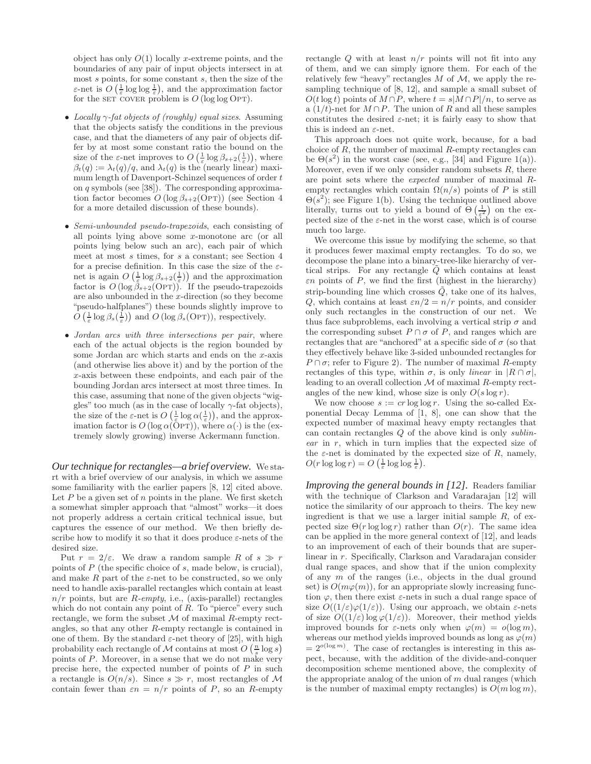object has only $O(1)$ locally $x$-extreme points, and the boundaries of any pair of input objects intersect in at most $s$ points, for some constant $s$, then the size of the $\varepsilon$-net is $O\left(\frac{1}{\varepsilon}\log\log\frac{1}{\varepsilon}\right)$, and the approximation factor for the SET COVER problem is $O(\log\log \text{OPT})$.

- *Locally $\gamma$-fat objects of (roughly) equal sizes.* Assuming that the objects satisfy the conditions in the previous case, and that the diameters of any pair of objects differ by at most some constant ratio the bound on the size of the $\varepsilon$-net improves to $O\left(\frac{1}{\varepsilon}\log\beta_{s+2}(\frac{1}{\varepsilon})\right)$, where $\beta_t(q) := \lambda_t(q)/q$, and $\lambda_t(q)$ is the (nearly linear) maximum length of Davenport-Schinzel sequences of order $t$ on $q$ symbols (see [38]). The corresponding approximation factor becomes $O(\log\beta_{s+2}(\text{OPT}))$ (see Section 4 for a more detailed discussion of these bounds).
- *Semi-unbounded pseudo-trapezoids*, each consisting of all points lying above some $x$-monotone arc (or all points lying below such an arc), each pair of which meet at most $s$ times, for $s$ a constant; see Section 4 for a precise definition. In this case the size of the $\varepsilon$-net is again $O\left(\frac{1}{\varepsilon}\log\beta_{s+2}(\frac{1}{\varepsilon})\right)$ and the approximation factor is $O(\log\beta_{s+2}(\text{OPT}))$. If the pseudo-trapezoids are also unbounded in the $x$-direction (so they become "pseudo-halfplanes") these bounds slightly improve to $O\left(\frac{1}{\varepsilon}\log\beta_{s}(\frac{1}{\varepsilon})\right)$ and $O(\log\beta_{s}(\text{OPT}))$, respectively.
- *Jordan arcs with three intersections per pair*, where each of the actual objects is the region bounded by some Jordan arc which starts and ends on the $x$-axis (and otherwise lies above it) and by the portion of the $x$-axis between these endpoints, and each pair of the bounding Jordan arcs intersect at most three times. In this case, assuming that none of the given objects "wiggles" too much (as in the case of locally $\gamma$-fat objects), the size of the $\varepsilon$-net is $O\left(\frac{1}{\varepsilon}\log\alpha(\frac{1}{\varepsilon})\right)$, and the approximation factor is $O(\log\alpha(\text{OPT}))$, where $\alpha(\cdot)$ is the (extremely slowly growing) inverse Ackermann function.

***Our technique for rectangles—a brief overview.*** We start with a brief overview of our analysis, in which we assume some familiarity with the earlier papers [8, 12] cited above. Let $P$ be a given set of $n$ points in the plane. We first sketch a somewhat simpler approach that "almost" works—it does not properly address a certain critical technical issue, but captures the essence of our method. We then briefly describe how to modify it so that it does produce $\varepsilon$-nets of the desired size.

Put $r = 2/\varepsilon$. We draw a random sample $R$ of $s \gg r$ points of $P$ (the specific choice of $s$, made below, is crucial), and make $R$ part of the $\varepsilon$-net to be constructed, so we only need to handle axis-parallel rectangles which contain at least $n/r$ points, but are $R$-*empty*, i.e., (axis-parallel) rectangles which do not contain any point of $R$. To "pierce" every such rectangle, we form the subset $\mathcal{M}$ of maximal $R$-empty rectangles, so that any other $R$-empty rectangle is contained in one of them. By the standard $\varepsilon$-net theory of [25], with high probability each rectangle of $\mathcal{M}$ contains at most $O\left(\frac{n}{s}\log s\right)$ points of $P$. Moreover, in a sense that we do not make very precise here, the expected number of points of $P$ in such a rectangle is $O(n/s)$. Since $s \gg r$, most rectangles of $\mathcal{M}$ contain fewer than $\varepsilon n = n/r$ points of $P$, so an $R$-empty rectangle $Q$ with at least $n/r$ points will not fit into any of them, and we can simply ignore them. For each of the relatively few "heavy" rectangles $M$ of $\mathcal{M}$, we apply the resampling technique of [8, 12], and sample a small subset of $O(t\log t)$ points of $M \cap P$, where $t = s|M\cap P|/n$, to serve as a $(1/t)$-net for $M \cap P$. The union of $R$ and all these samples constitutes the desired $\varepsilon$-net; it is fairly easy to show that this is indeed an $\varepsilon$-net.

This approach does not quite work, because, for a bad choice of $R$, the number of maximal $R$-empty rectangles can be $\Theta(s^2)$ in the worst case (see, e.g., [34] and Figure 1(a)). Moreover, even if we only consider random subsets $R$, there are point sets where the *expected* number of maximal $R$-empty rectangles which contain $\Omega(n/s)$ points of $P$ is still $\Theta(s^2)$; see Figure 1(b). Using the technique outlined above literally, turns out to yield a bound of $\Theta\left(\frac{1}{\varepsilon^2}\right)$ on the expected size of the $\varepsilon$-net in the worst case, which is of course much too large.

We overcome this issue by modifying the scheme, so that it produces fewer maximal empty rectangles. To do so, we decompose the plane into a binary-tree-like hierarchy of vertical strips. For any rectangle $\tilde{Q}$ which contains at least $\varepsilon n$ points of $P$, we find the first (highest in the hierarchy) strip-bounding line which crosses $\tilde{Q}$, take one of its halves, $Q$, which contains at least $\varepsilon n/2 = n/r$ points, and consider only such rectangles in the construction of our net. We thus face subproblems, each involving a vertical strip $\sigma$ and the corresponding subset $P \cap \sigma$ of $P$, and ranges which are rectangles that are "anchored" at a specific side of $\sigma$ (so that they effectively behave like 3-sided unbounded rectangles for $P\cap\sigma$; refer to Figure 2). The number of maximal $R$-empty rectangles of this type, within $\sigma$, is only *linear* in $|R\cap\sigma|$, leading to an overall collection $\mathcal{M}$ of maximal $R$-empty rectangles of the new kind, whose size is only $O(s\log r)$.

We now choose $s := cr\log\log r$. Using the so-called Exponential Decay Lemma of [1, 8], one can show that the expected number of maximal heavy empty rectangles that can contain rectangles $Q$ of the above kind is only *sublinear* in $r$, which in turn implies that the expected size of the $\varepsilon$-net is dominated by the expected size of $R$, namely, $O(r\log\log r) = O\left(\frac{1}{\varepsilon}\log\log\frac{1}{\varepsilon}\right)$.

***Improving the general bounds in [12].*** Readers familiar with the technique of Clarkson and Varadarajan [12] will notice the similarity of our approach to theirs. The key new ingredient is that we use a larger initial sample $R$, of expected size $\Theta(r\log\log r)$ rather than $O(r)$. The same idea can be applied in the more general context of [12], and leads to an improvement of each of their bounds that are superlinear in $r$. Specifically, Clarkson and Varadarajan consider dual range spaces, and show that if the union complexity of any $m$ of the ranges (i.e., objects in the dual ground set) is $O(m\varphi(m))$, for an appropriate slowly increasing function $\varphi$, then there exist $\varepsilon$-nets in such a dual range space of size $O((1/\varepsilon)\varphi(1/\varepsilon))$. Using our approach, we obtain $\varepsilon$-nets of size $O((1/\varepsilon)\log\varphi(1/\varepsilon))$. Moreover, their method yields improved bounds for $\varepsilon$-nets only when $\varphi(m) = o(\log m)$, whereas our method yields improved bounds as long as $\varphi(m) = 2^{o(\log m)}$. The case of rectangles is interesting in this aspect, because, with the addition of the divide-and-conquer decomposition scheme mentioned above, the complexity of the appropriate analog of the union of $m$ dual ranges (which is the number of maximal empty rectangles) is $O(m\log m)$,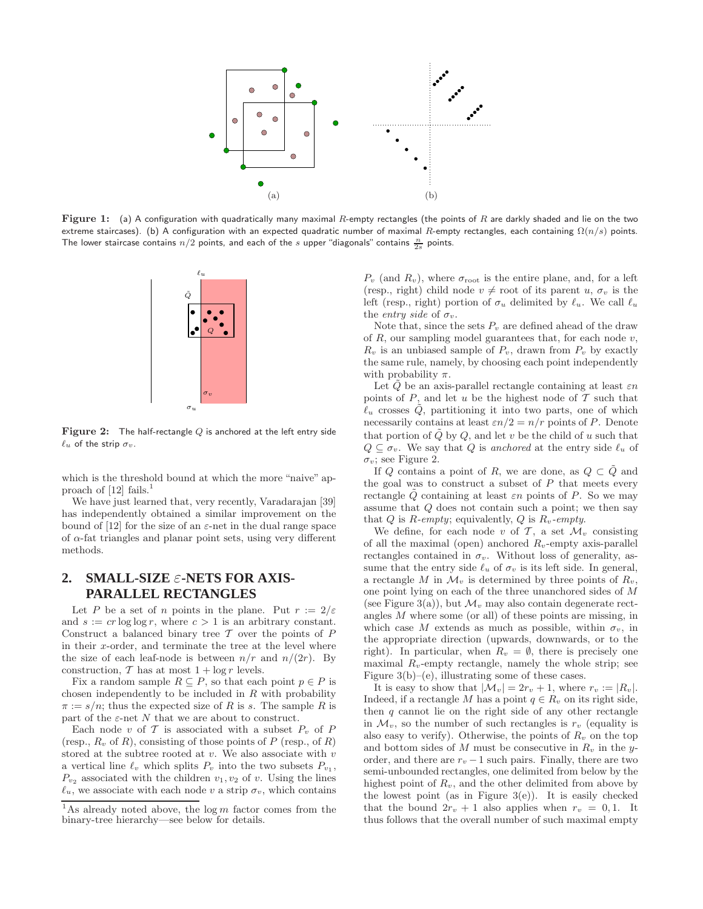(a)

(b)

**Figure 1:** (a) A configuration with quadratically many maximal $R$-empty rectangles (the points of $R$ are darkly shaded and lie on the two extreme staircases). (b) A configuration with an expected quadratic number of maximal $R$-empty rectangles, each containing $\Omega(n/s)$ points. The lower staircase contains $n/2$ points, and each of the $s$ upper "diagonals" contains $\frac{n}{2s}$ points.

$\ell_u$

$\tilde{Q}$

$Q$

$\sigma_v$

$\sigma_u$

**Figure 2:** The half-rectangle $Q$ is anchored at the left entry side $\ell_u$ of the strip $\sigma_v$.

which is the threshold bound at which the more "naive" approach of [12] fails.[1]

We have just learned that, very recently, Varadarajan [39] has independently obtained a similar improvement on the bound of [12] for the size of an $\varepsilon$-net in the dual range space of $\alpha$-fat triangles and planar point sets, using very different methods.

## 2. SMALL-SIZE $\varepsilon$-NETS FOR AXIS-PARALLEL RECTANGLES

Let $P$ be a set of $n$ points in the plane. Put $r := 2/\varepsilon$ and $s := cr \log\log r$, where $c > 1$ is an arbitrary constant. Construct a balanced binary tree $\mathcal{T}$ over the points of $P$ in their $x$-order, and terminate the tree at the level where the size of each leaf-node is between $n/r$ and $n/(2r)$. By construction, $\mathcal{T}$ has at most $1 + \log r$ levels.

Fix a random sample $R \subseteq P$, so that each point $p \in P$ is chosen independently to be included in $R$ with probability $\pi := s/n$; thus the expected size of $R$ is $s$. The sample $R$ is part of the $\varepsilon$-net $N$ that we are about to construct.

Each node $v$ of $\mathcal{T}$ is associated with a subset $P_v$ of $P$ (resp., $R_v$ of $R$), consisting of those points of $P$ (resp., of $R$) stored at the subtree rooted at $v$. We also associate with $v$ a vertical line $\ell_v$ which splits $P_v$ into the two subsets $P_{v_1}$, $P_{v_2}$ associated with the children $v_1, v_2$ of $v$. Using the lines $\ell_u$, we associate with each node $v$ a strip $\sigma_v$, which contains $P_v$ (and $R_v$), where $\sigma_{\text{root}}$ is the entire plane, and, for a left (resp., right) child node $v \neq$ root of its parent $u$, $\sigma_v$ is the left (resp., right) portion of $\sigma_u$ delimited by $\ell_u$. We call $\ell_u$ the *entry side* of $\sigma_v$.

Note that, since the sets $P_v$ are defined ahead of the draw of $R$, our sampling model guarantees that, for each node $v$, $R_v$ is an unbiased sample of $P_v$, drawn from $P_v$ by exactly the same rule, namely, by choosing each point independently with probability $\pi$.

Let $\tilde{Q}$ be an axis-parallel rectangle containing at least $\varepsilon n$ points of $P$, and let $u$ be the highest node of $\mathcal{T}$ such that $\ell_u$ crosses $\tilde{Q}$, partitioning it into two parts, one of which necessarily contains at least $\varepsilon n/2 = n/r$ points of $P$. Denote that portion of $\tilde{Q}$ by $Q$, and let $v$ be the child of $u$ such that $Q \subseteq \sigma_v$. We say that $Q$ is *anchored* at the entry side $\ell_u$ of $\sigma_v$; see Figure 2.

If $Q$ contains a point of $R$, we are done, as $Q \subset \tilde{Q}$ and the goal was to construct a subset of $P$ that meets every rectangle $\tilde{Q}$ containing at least $\varepsilon n$ points of $P$. So we may assume that $Q$ does not contain such a point; we then say that $Q$ is *$R$-empty*; equivalently, $Q$ is *$R_v$-empty*.

We define, for each node $v$ of $\mathcal{T}$, a set $\mathcal{M}_v$ consisting of all the maximal (open) anchored $R_v$-empty axis-parallel rectangles contained in $\sigma_v$. Without loss of generality, assume that the entry side $\ell_u$ of $\sigma_v$ is its left side. In general, a rectangle $M$ in $\mathcal{M}_v$ is determined by three points of $R_v$, one point lying on each of the three unanchored sides of $M$ (see Figure 3(a)), but $\mathcal{M}_v$ may also contain degenerate rectangles $M$ where some (or all) of these points are missing, in which case $M$ extends as much as possible, within $\sigma_v$, in the appropriate direction (upwards, downwards, or to the right). In particular, when $R_v = \emptyset$, there is precisely one maximal $R_v$-empty rectangle, namely the whole strip; see Figure 3(b)–(e), illustrating some of these cases.

It is easy to show that $|\mathcal{M}_v| = 2r_v + 1$, where $r_v := |R_v|$. Indeed, if a rectangle $M$ has a point $q \in R_v$ on its right side, then $q$ cannot lie on the right side of any other rectangle in $\mathcal{M}_v$, so the number of such rectangles is $r_v$ (equality is also easy to verify). Otherwise, the points of $R_v$ on the top and bottom sides of $M$ must be consecutive in $R_v$ in the $y$-order, and there are $r_v - 1$ such pairs. Finally, there are two semi-unbounded rectangles, one delimited from below by the highest point of $R_v$, and the other delimited from above by the lowest point (as in Figure 3(e)). It is easily checked that the bound $2r_v + 1$ also applies when $r_v = 0, 1$. It thus follows that the overall number of such maximal empty

[1] As already noted above, the $\log m$ factor comes from the binary-tree hierarchy—see below for details.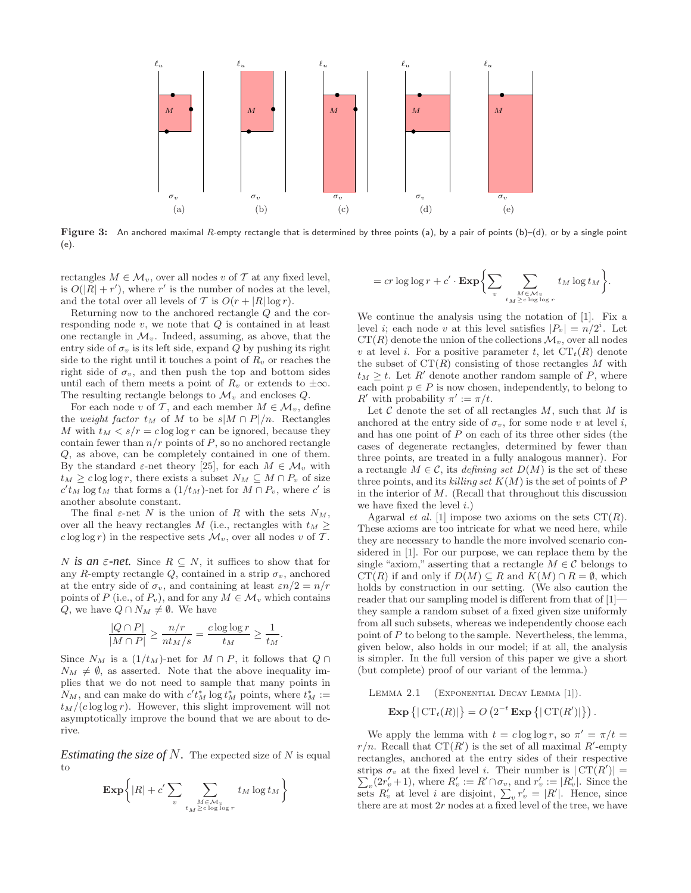ℓ_u ℓ_u ℓ_u ℓ_u ℓ_u

M M M M M

σ_v σ_v σ_v σ_v σ_v

(a) (b) (c) (d) (e)

**Figure 3:** An anchored maximal $R$-empty rectangle that is determined by three points (a), by a pair of points (b)–(d), or by a single point (e).

rectangles $M \in \mathcal{M}_v$, over all nodes $v$ of $\mathcal{T}$ at any fixed level, is $O(|R| + r')$, where $r'$ is the number of nodes at the level, and the total over all levels of $\mathcal{T}$ is $O(r + |R| \log r)$.

Returning now to the anchored rectangle $Q$ and the corresponding node $v$, we note that $Q$ is contained in at least one rectangle in $\mathcal{M}_v$. Indeed, assuming, as above, that the entry side of $\sigma_v$ is its left side, expand $Q$ by pushing its right side to the right until it touches a point of $R_v$ or reaches the right side of $\sigma_v$, and then push the top and bottom sides until each of them meets a point of $R_v$ or extends to $\pm\infty$. The resulting rectangle belongs to $\mathcal{M}_v$ and encloses $Q$.

For each node $v$ of $\mathcal{T}$, and each member $M \in \mathcal{M}_v$, define the *weight factor* $t_M$ of $M$ to be $s|M \cap P|/n$. Rectangles $M$ with $t_M < s/r = c \log\log r$ can be ignored, because they contain fewer than $n/r$ points of $P$, so no anchored rectangle $Q$, as above, can be completely contained in one of them. By the standard $\varepsilon$-net theory [25], for each $M \in \mathcal{M}_v$ with $t_M \geq c \log\log r$, there exists a subset $N_M \subseteq M \cap P_v$ of size $c' t_M \log t_M$ that forms a $(1/t_M)$-net for $M \cap P_v$, where $c'$ is another absolute constant.

The final $\varepsilon$-net $N$ is the union of $R$ with the sets $N_M$, over all the heavy rectangles $M$ (i.e., rectangles with $t_M \geq c \log\log r$) in the respective sets $\mathcal{M}_v$, over all nodes $v$ of $\mathcal{T}$.

***$N$ is an $\varepsilon$-net.*** Since $R \subseteq N$, it suffices to show that for any $R$-empty rectangle $Q$, contained in a strip $\sigma_v$, anchored at the entry side of $\sigma_v$, and containing at least $\varepsilon n/2 = n/r$ points of $P$ (i.e., of $P_v$), and for any $M \in \mathcal{M}_v$ which contains $Q$, we have $Q \cap N_M \neq \emptyset$. We have

$$\frac{|Q \cap P|}{|M \cap P|} \geq \frac{n/r}{n t_M / s} = \frac{c \log\log r}{t_M} \geq \frac{1}{t_M}.$$

Since $N_M$ is a $(1/t_M)$-net for $M \cap P$, it follows that $Q \cap N_M \neq \emptyset$, as asserted. Note that the above inequality implies that we do not need to sample that many points in $N_M$, and can make do with $c' t_M^* \log t_M^*$ points, where $t_M^* := t_M/(c \log\log r)$. However, this slight improvement will not asymptotically improve the bound that we are about to derive.

***Estimating the size of $N$.*** The expected size of $N$ is equal to

$$\mathbf{Exp}\Bigg\{ |R| + c' \sum_v \sum_{\substack{M \in \mathcal{M}_v \\ t_M \geq c \log\log r}} t_M \log t_M \Bigg\}$$

$$= cr \log\log r + c' \cdot \mathbf{Exp}\Bigg\{ \sum_v \sum_{\substack{M \in \mathcal{M}_v \\ t_M \geq c \log\log r}} t_M \log t_M \Bigg\}.$$

We continue the analysis using the notation of [1]. Fix a level $i$; each node $v$ at this level satisfies $|P_v| = n/2^i$. Let $\mathrm{CT}(R)$ denote the union of the collections $\mathcal{M}_v$, over all nodes $v$ at level $i$. For a positive parameter $t$, let $\mathrm{CT}_t(R)$ denote the subset of $\mathrm{CT}(R)$ consisting of those rectangles $M$ with $t_M \geq t$. Let $R'$ denote another random sample of $P$, where each point $p \in P$ is now chosen, independently, to belong to $R'$ with probability $\pi' := \pi/t$.

Let $\mathcal{C}$ denote the set of all rectangles $M$, such that $M$ is anchored at the entry side of $\sigma_v$, for some node $v$ at level $i$, and has one point of $P$ on each of its three other sides (the cases of degenerate rectangles, determined by fewer than three points, are treated in a fully analogous manner). For a rectangle $M \in \mathcal{C}$, its *defining set* $D(M)$ is the set of these three points, and its *killing set* $K(M)$ is the set of points of $P$ in the interior of $M$. (Recall that throughout this discussion we have fixed the level $i$.)

Agarwal *et al.* [1] impose two axioms on the sets $\mathrm{CT}(R)$. These axioms are too intricate for what we need here, while they are necessary to handle the more involved scenario considered in [1]. For our purpose, we can replace them by the single "axiom," asserting that a rectangle $M \in \mathcal{C}$ belongs to $\mathrm{CT}(R)$ if and only if $D(M) \subseteq R$ and $K(M) \cap R = \emptyset$, which holds by construction in our setting. (We also caution the reader that our sampling model is different from that of [1]—they sample a random subset of a fixed given size uniformly from all such subsets, whereas we independently choose each point of $P$ to belong to the sample. Nevertheless, the lemma, given below, also holds in our model; if at all, the analysis is simpler. In the full version of this paper we give a short (but complete) proof of our variant of the lemma.)

Lemma 2.1 (Exponential Decay Lemma [1]).

$$\mathbf{Exp}\left\{ |\mathrm{CT}_t(R)| \right\} = O\left( 2^{-t}\, \mathbf{Exp}\left\{ |\mathrm{CT}(R')| \right\} \right).$$

We apply the lemma with $t = c \log\log r$, so $\pi' = \pi/t = r/n$. Recall that $\mathrm{CT}(R')$ is the set of all maximal $R'$-empty rectangles, anchored at the entry sides of their respective strips $\sigma_v$ at the fixed level $i$. Their number is $|\mathrm{CT}(R')| = \sum_v (2r'_v + 1)$, where $R'_v := R' \cap \sigma_v$, and $r'_v := |R'_v|$. Since the sets $R'_v$ at level $i$ are disjoint, $\sum_v r'_v = |R'|$. Hence, since there are at most $2r$ nodes at a fixed level of the tree, we have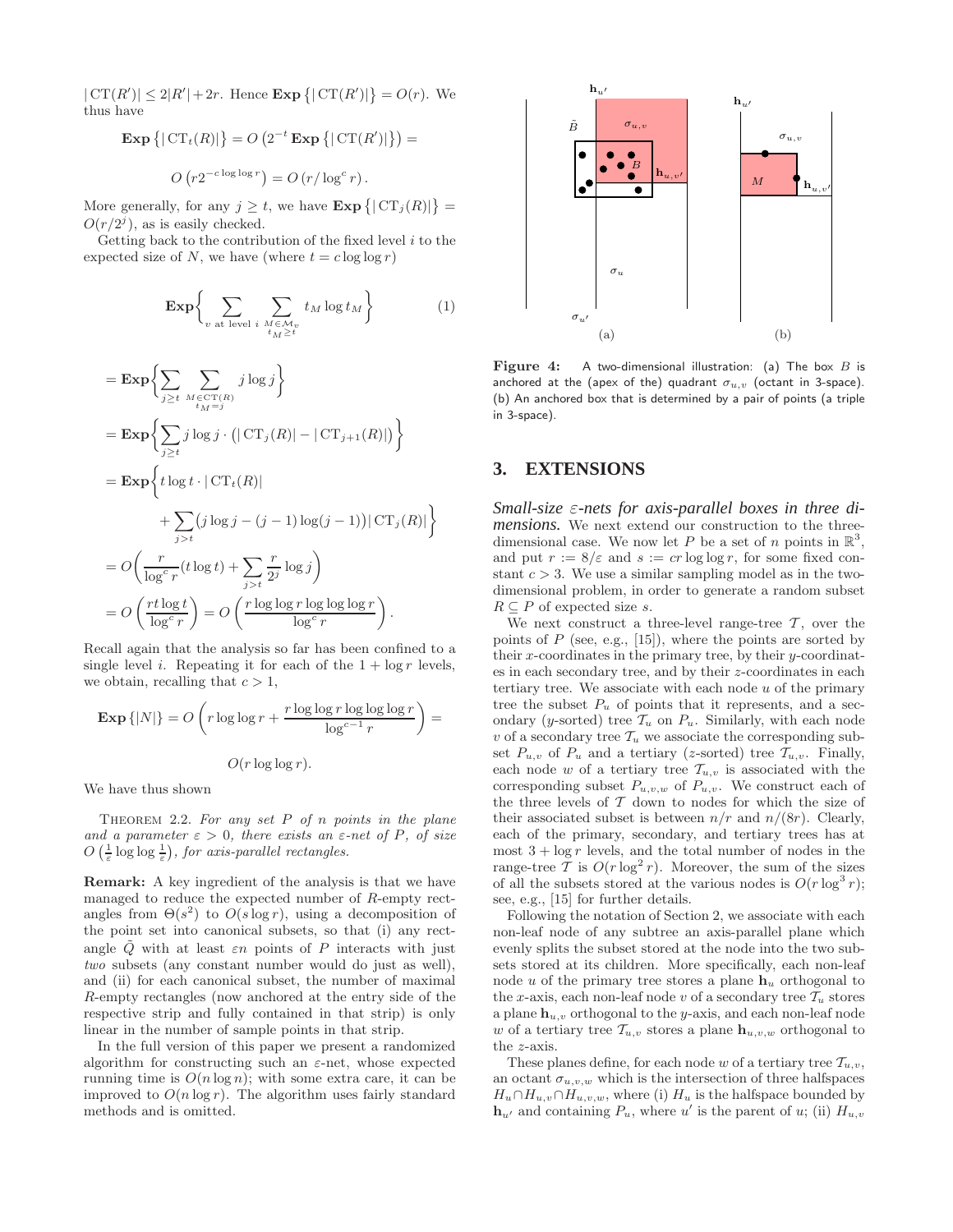$|\mathrm{CT}(R')| \le 2|R'| + 2r$. Hence $\mathbf{Exp}\left\{|\mathrm{CT}(R')|\right\} = O(r)$. We thus have

$$\mathbf{Exp}\left\{|\mathrm{CT}_t(R)|\right\} = O\left(2^{-t}\,\mathbf{Exp}\left\{|\mathrm{CT}(R')|\right\}\right) =$$

$$O\left(r 2^{-c\log\log r}\right) = O\left(r/\log^c r\right).$$

More generally, for any $j \ge t$, we have $\mathbf{Exp}\left\{|\mathrm{CT}_j(R)|\right\} = O(r/2^j)$, as is easily checked.

Getting back to the contribution of the fixed level $i$ to the expected size of $N$, we have (where $t = c\log\log r$)

$$\mathbf{Exp}\Bigg\{\sum_{v \text{ at level } i}\ \sum_{\substack{M\in\mathcal{M}_v\\ t_M \ge t}} t_M \log t_M\Bigg\} \qquad (1)$$

$$= \mathbf{Exp}\Bigg\{\sum_{j\ge t}\ \sum_{\substack{M\in \mathrm{CT}(R)\\ t_M = j}} j\log j\Bigg\}$$

$$= \mathbf{Exp}\Bigg\{\sum_{j\ge t} j\log j\cdot\left(|\mathrm{CT}_j(R)| - |\mathrm{CT}_{j+1}(R)|\right)\Bigg\}$$

$$= \mathbf{Exp}\Bigg\{t\log t\cdot|\mathrm{CT}_t(R)| + \sum_{j>t}\big(j\log j - (j-1)\log(j-1)\big)|\mathrm{CT}_j(R)|\Bigg\}$$

$$= O\left(\frac{r}{\log^c r}(t\log t) + \sum_{j>t}\frac{r}{2^j}\log j\right)$$

$$= O\left(\frac{rt\log t}{\log^c r}\right) = O\left(\frac{r\log\log r\log\log\log r}{\log^c r}\right).$$

Recall again that the analysis so far has been confined to a single level $i$. Repeating it for each of the $1+\log r$ levels, we obtain, recalling that $c > 1$,

$$\mathbf{Exp}\left\{|N|\right\} = O\left(r\log\log r + \frac{r\log\log r\log\log\log r}{\log^{c-1} r}\right) =$$

$$O(r\log\log r).$$

We have thus shown

THEOREM 2.2. *For any set $P$ of $n$ points in the plane and a parameter $\varepsilon > 0$, there exists an $\varepsilon$-net of $P$, of size $O\left(\frac{1}{\varepsilon}\log\log\frac{1}{\varepsilon}\right)$, for axis-parallel rectangles.*

**Remark:** A key ingredient of the analysis is that we have managed to reduce the expected number of $R$-empty rectangles from $\Theta(s^2)$ to $O(s\log r)$, using a decomposition of the point set into canonical subsets, so that (i) any rectangle $\tilde{Q}$ with at least $\varepsilon n$ points of $P$ interacts with just *two* subsets (any constant number would do just as well), and (ii) for each canonical subset, the number of maximal $R$-empty rectangles (now anchored at the entry side of the respective strip and fully contained in that strip) is only linear in the number of sample points in that strip.

In the full version of this paper we present a randomized algorithm for constructing such an $\varepsilon$-net, whose expected running time is $O(n\log n)$; with some extra care, it can be improved to $O(n\log r)$. The algorithm uses fairly standard methods and is omitted.

**Figure 4:** A two-dimensional illustration: (a) The box $B$ is anchored at the (apex of the) quadrant $\sigma_{u,v}$ (octant in 3-space). (b) An anchored box that is determined by a pair of points (a triple in 3-space).

## 3. EXTENSIONS

***Small-size $\varepsilon$-nets for axis-parallel boxes in three dimensions.*** We next extend our construction to the three-dimensional case. We now let $P$ be a set of $n$ points in $\mathbb{R}^3$, and put $r := 8/\varepsilon$ and $s := cr\log\log r$, for some fixed constant $c > 3$. We use a similar sampling model as in the two-dimensional problem, in order to generate a random subset $R \subseteq P$ of expected size $s$.

We next construct a three-level range-tree $\mathcal{T}$, over the points of $P$ (see, e.g., [15]), where the points are sorted by their $x$-coordinates in the primary tree, by their $y$-coordinates in each secondary tree, and by their $z$-coordinates in each tertiary tree. We associate with each node $u$ of the primary tree the subset $P_u$ of points that it represents, and a secondary ($y$-sorted) tree $\mathcal{T}_u$ on $P_u$. Similarly, with each node $v$ of a secondary tree $\mathcal{T}_u$ we associate the corresponding subset $P_{u,v}$ of $P_u$ and a tertiary ($z$-sorted) tree $\mathcal{T}_{u,v}$. Finally, each node $w$ of a tertiary tree $\mathcal{T}_{u,v}$ is associated with the corresponding subset $P_{u,v,w}$ of $P_{u,v}$. We construct each of the three levels of $\mathcal{T}$ down to nodes for which the size of their associated subset is between $n/r$ and $n/(8r)$. Clearly, each of the primary, secondary, and tertiary trees has at most $3+\log r$ levels, and the total number of nodes in the range-tree $\mathcal{T}$ is $O(r\log^2 r)$. Moreover, the sum of the sizes of all the subsets stored at the various nodes is $O(r\log^3 r)$; see, e.g., [15] for further details.

Following the notation of Section 2, we associate with each non-leaf node of any subtree an axis-parallel plane which evenly splits the subset stored at the node into the two subsets stored at its children. More specifically, each non-leaf node $u$ of the primary tree stores a plane $\mathbf{h}_u$ orthogonal to the $x$-axis, each non-leaf node $v$ of a secondary tree $\mathcal{T}_u$ stores a plane $\mathbf{h}_{u,v}$ orthogonal to the $y$-axis, and each non-leaf node $w$ of a tertiary tree $\mathcal{T}_{u,v}$ stores a plane $\mathbf{h}_{u,v,w}$ orthogonal to the $z$-axis.

These planes define, for each node $w$ of a tertiary tree $\mathcal{T}_{u,v}$, an octant $\sigma_{u,v,w}$ which is the intersection of three halfspaces $H_u \cap H_{u,v} \cap H_{u,v,w}$, where (i) $H_u$ is the halfspace bounded by $\mathbf{h}_{u'}$ and containing $P_u$, where $u'$ is the parent of $u$; (ii) $H_{u,v}$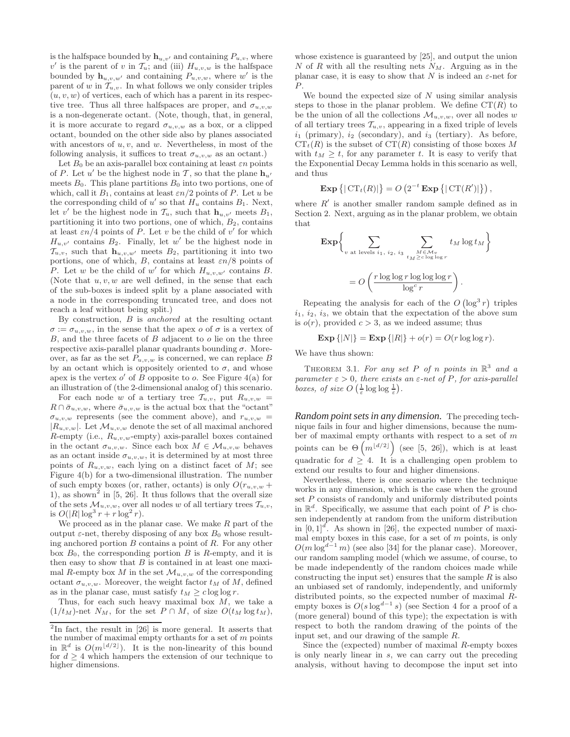is the halfspace bounded by $\mathbf{h}_{u,v'}$ and containing $P_{u,v}$, where $v'$ is the parent of $v$ in $\mathcal{T}_u$; and (iii) $H_{u,v,w}$ is the halfspace bounded by $\mathbf{h}_{u,v,w'}$ and containing $P_{u,v,w}$, where $w'$ is the parent of $w$ in $\mathcal{T}_{u,v}$. In what follows we only consider triples $(u, v, w)$ of vertices, each of which has a parent in its respective tree. Thus all three halfspaces are proper, and $\sigma_{u,v,w}$ is a non-degenerate octant. (Note, though, that, in general, it is more accurate to regard $\sigma_{u,v,w}$ as a box, or a clipped octant, bounded on the other side also by planes associated with ancestors of $u, v$, and $w$. Nevertheless, in most of the following analysis, it suffices to treat $\sigma_{u,v,w}$ as an octant.)

Let $B_0$ be an axis-parallel box containing at least $\varepsilon n$ points of $P$. Let $u'$ be the highest node in $\mathcal{T}$, so that the plane $\mathbf{h}_{u'}$ meets $B_0$. This plane partitions $B_0$ into two portions, one of which, call it $B_1$, contains at least $\varepsilon n/2$ points of $P$. Let $u$ be the corresponding child of $u'$ so that $H_u$ contains $B_1$. Next, let $v'$ be the highest node in $\mathcal{T}_u$, such that $\mathbf{h}_{u,v'}$ meets $B_1$, partitioning it into two portions, one of which, $B_2$, contains at least $\varepsilon n/4$ points of $P$. Let $v$ be the child of $v'$ for which $H_{u,v'}$ contains $B_2$. Finally, let $w'$ be the highest node in $\mathcal{T}_{u,v}$, such that $\mathbf{h}_{u,v,w'}$ meets $B_2$, partitioning it into two portions, one of which, $B$, contains at least $\varepsilon n/8$ points of $P$. Let $w$ be the child of $w'$ for which $H_{u,v,w'}$ contains $B$. (Note that $u, v, w$ are well defined, in the sense that each of the sub-boxes is indeed split by a plane associated with a node in the corresponding truncated tree, and does not reach a leaf without being split.)

By construction, $B$ is *anchored* at the resulting octant $\sigma := \sigma_{u,v,w}$, in the sense that the apex $o$ of $\sigma$ is a vertex of $B$, and the three facets of $B$ adjacent to $o$ lie on the three respective axis-parallel planar quadrants bounding $\sigma$. Moreover, as far as the set $P_{u,v,w}$ is concerned, we can replace $B$ by an octant which is oppositely oriented to $\sigma$, and whose apex is the vertex $o'$ of $B$ opposite to $o$. See Figure 4(a) for an illustration of (the 2-dimensional analog of) this scenario.

For each node $w$ of a tertiary tree $\mathcal{T}_{u,v}$, put $R_{u,v,w} = R \cap \bar{\sigma}_{u,v,w}$, where $\bar{\sigma}_{u,v,w}$ is the actual box that the "octant" $\sigma_{u,v,w}$ represents (see the comment above), and $r_{u,v,w} = |R_{u,v,w}|$. Let $\mathcal{M}_{u,v,w}$ denote the set of all maximal anchored $R$-empty (i.e., $R_{u,v,w}$-empty) axis-parallel boxes contained in the octant $\sigma_{u,v,w}$. Since each box $M \in \mathcal{M}_{u,v,w}$ behaves as an octant inside $\sigma_{u,v,w}$, it is determined by at most three points of $R_{u,v,w}$, each lying on a distinct facet of $M$; see Figure 4(b) for a two-dimensional illustration. The number of such empty boxes (or, rather, octants) is only $O(r_{u,v,w} + 1)$, as shown[2] in [5, 26]. It thus follows that the overall size of the sets $\mathcal{M}_{u,v,w}$, over all nodes $w$ of all tertiary trees $\mathcal{T}_{u,v}$, is $O(|R|\log^3 r + r\log^2 r)$.

We proceed as in the planar case. We make $R$ part of the output $\varepsilon$-net, thereby disposing of any box $B_0$ whose resulting anchored portion $B$ contains a point of $R$. For any other box $B_0$, the corresponding portion $B$ is $R$-empty, and it is then easy to show that $B$ is contained in at least one maximal $R$-empty box $M$ in the set $\mathcal{M}_{u,v,w}$ of the corresponding octant $\sigma_{u,v,w}$. Moreover, the weight factor $t_M$ of $M$, defined as in the planar case, must satisfy $t_M \geq c \log\log r$.

Thus, for each such heavy maximal box $M$, we take a $(1/t_M)$-net $N_M$, for the set $P \cap M$, of size $O(t_M \log t_M)$, whose existence is guaranteed by [25], and output the union $N$ of $R$ with all the resulting nets $N_M$. Arguing as in the planar case, it is easy to show that $N$ is indeed an $\varepsilon$-net for $P$.

We bound the expected size of $N$ using similar analysis steps to those in the planar problem. We define $\mathrm{CT}(R)$ to be the union of all the collections $\mathcal{M}_{u,v,w}$, over all nodes $w$ of all tertiary trees $\mathcal{T}_{u,v}$, appearing in a fixed triple of levels $i_1$ (primary), $i_2$ (secondary), and $i_3$ (tertiary). As before, $\mathrm{CT}_t(R)$ is the subset of $\mathrm{CT}(R)$ consisting of those boxes $M$ with $t_M \geq t$, for any parameter $t$. It is easy to verify that the Exponential Decay Lemma holds in this scenario as well, and thus

$$\mathbf{Exp}\left\{|\mathrm{CT}_t(R)|\right\} = O\left(2^{-t}\,\mathbf{Exp}\left\{|\mathrm{CT}(R')|\right\}\right),$$

where $R'$ is another smaller random sample defined as in Section 2. Next, arguing as in the planar problem, we obtain that

$$\mathbf{Exp}\left\{\sum_{v \text{ at levels } i_1,\, i_2,\, i_3}\ \sum_{\substack{M \in \mathcal{M}_v \\ t_M \geq c \log\log r}} t_M \log t_M\right\}$$

$$= O\left(\frac{r \log\log r \log\log\log r}{\log^c r}\right).$$

Repeating the analysis for each of the $O\left(\log^3 r\right)$ triples $i_1, i_2, i_3$, we obtain that the expectation of the above sum is $o(r)$, provided $c > 3$, as we indeed assume; thus

$$\mathbf{Exp}\left\{|N|\right\} = \mathbf{Exp}\left\{|R|\right\} + o(r) = O(r \log\log r).$$

We have thus shown:

Theorem 3.1. *For any set $P$ of $n$ points in $\mathbb{R}^3$ and a parameter $\varepsilon > 0$, there exists an $\varepsilon$-net of $P$, for axis-parallel boxes, of size $O\left(\frac{1}{\varepsilon}\log\log\frac{1}{\varepsilon}\right)$.*

***Random point sets in any dimension.*** The preceding technique fails in four and higher dimensions, because the number of maximal empty orthants with respect to a set of $m$ points can be $\Theta\left(m^{\lfloor d/2 \rfloor}\right)$ (see [5, 26]), which is at least quadratic for $d \geq 4$. It is a challenging open problem to extend our results to four and higher dimensions.

Nevertheless, there is one scenario where the technique works in any dimension, which is the case when the ground set $P$ consists of randomly and uniformly distributed points in $\mathbb{R}^d$. Specifically, we assume that each point of $P$ is chosen independently at random from the uniform distribution in $[0,1]^d$. As shown in [26], the expected number of maximal empty boxes in this case, for a set of $m$ points, is only $O(m \log^{d-1} m)$ (see also [34] for the planar case). Moreover, our random sampling model (which we assume, of course, to be made independently of the random choices made while constructing the input set) ensures that the sample $R$ is also an unbiased set of randomly, independently, and uniformly distributed points, so the expected number of maximal $R$-empty boxes is $O(s \log^{d-1} s)$ (see Section 4 for a proof of a (more general) bound of this type); the expectation is with respect to both the random drawing of the points of the input set, and our drawing of the sample $R$.

Since the (expected) number of maximal $R$-empty boxes is only nearly linear in $s$, we can carry out the preceding analysis, without having to decompose the input set into

[2]In fact, the result in [26] is more general. It asserts that the number of maximal empty orthants for a set of $m$ points in $\mathbb{R}^d$ is $O(m^{\lfloor d/2 \rfloor})$. It is the non-linearity of this bound for $d \geq 4$ which hampers the extension of our technique to higher dimensions.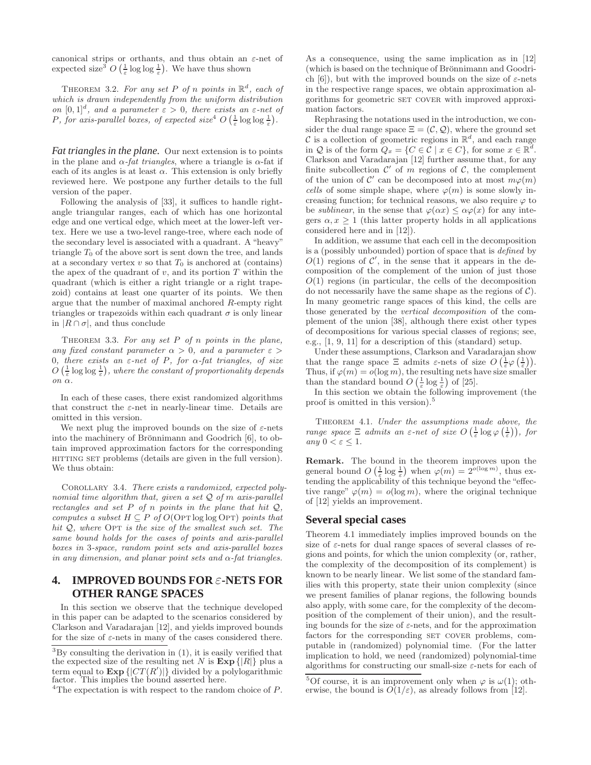canonical strips or orthants, and thus obtain an $\varepsilon$-net of expected size[3] $O\left(\frac{1}{\varepsilon}\log\log\frac{1}{\varepsilon}\right)$. We have thus shown

THEOREM 3.2. *For any set $P$ of $n$ points in $\mathbb{R}^d$, each of which is drawn independently from the uniform distribution on $[0,1]^d$, and a parameter $\varepsilon > 0$, there exists an $\varepsilon$-net of $P$, for axis-parallel boxes, of expected size*[4] $O\left(\frac{1}{\varepsilon}\log\log\frac{1}{\varepsilon}\right)$.

***Fat triangles in the plane.*** Our next extension is to points in the plane and $\alpha$-*fat triangles*, where a triangle is $\alpha$-fat if each of its angles is at least $\alpha$. This extension is only briefly reviewed here. We postpone any further details to the full version of the paper.

Following the analysis of [33], it suffices to handle right-angle triangular ranges, each of which has one horizontal edge and one vertical edge, which meet at the lower-left vertex. Here we use a two-level range-tree, where each node of the secondary level is associated with a quadrant. A "heavy" triangle $T_0$ of the above sort is sent down the tree, and lands at a secondary vertex $v$ so that $T_0$ is anchored at (contains) the apex of the quadrant of $v$, and its portion $T$ within the quadrant (which is either a right triangle or a right trapezoid) contains at least one quarter of its points. We then argue that the number of maximal anchored $R$-empty right triangles or trapezoids within each quadrant $\sigma$ is only linear in $|R \cap \sigma|$, and thus conclude

THEOREM 3.3. *For any set $P$ of $n$ points in the plane, any fixed constant parameter $\alpha > 0$, and a parameter $\varepsilon > 0$, there exists an $\varepsilon$-net of $P$, for $\alpha$-fat triangles, of size $O\left(\frac{1}{\varepsilon}\log\log\frac{1}{\varepsilon}\right)$, where the constant of proportionality depends on $\alpha$.*

In each of these cases, there exist randomized algorithms that construct the $\varepsilon$-net in nearly-linear time. Details are omitted in this version.

We next plug the improved bounds on the size of $\varepsilon$-nets into the machinery of Brönnimann and Goodrich [6], to obtain improved approximation factors for the corresponding HITTING SET problems (details are given in the full version). We thus obtain:

COROLLARY 3.4. *There exists a randomized, expected polynomial time algorithm that, given a set $\mathcal{Q}$ of $m$ axis-parallel rectangles and set $P$ of $n$ points in the plane that hit $\mathcal{Q}$, computes a subset $H \subseteq P$ of $O(\mathrm{OPT}\log\log\mathrm{OPT})$ points that hit $\mathcal{Q}$, where OPT is the size of the smallest such set. The same bound holds for the cases of points and axis-parallel boxes in 3-space, random point sets and axis-parallel boxes in any dimension, and planar point sets and $\alpha$-fat triangles.*

# 4. IMPROVED BOUNDS FOR $\varepsilon$-NETS FOR OTHER RANGE SPACES

In this section we observe that the technique developed in this paper can be adapted to the scenarios considered by Clarkson and Varadarajan [12], and yields improved bounds for the size of $\varepsilon$-nets in many of the cases considered there. As a consequence, using the same implication as in [12] (which is based on the technique of Brönnimann and Goodrich [6]), but with the improved bounds on the size of $\varepsilon$-nets in the respective range spaces, we obtain approximation algorithms for geometric SET COVER with improved approximation factors.

Rephrasing the notations used in the introduction, we consider the dual range space $\Xi = (\mathcal{C}, \mathcal{Q})$, where the ground set $\mathcal{C}$ is a collection of geometric regions in $\mathbb{R}^d$, and each range in $\mathcal{Q}$ is of the form $Q_x = \{C \in \mathcal{C} \mid x \in C\}$, for some $x \in \mathbb{R}^d$. Clarkson and Varadarajan [12] further assume that, for any finite subcollection $\mathcal{C}'$ of $m$ regions of $\mathcal{C}$, the complement of the union of $\mathcal{C}'$ can be decomposed into at most $m\varphi(m)$ *cells* of some simple shape, where $\varphi(m)$ is some slowly increasing function; for technical reasons, we also require $\varphi$ to be *sublinear*, in the sense that $\varphi(\alpha x) \le \alpha\varphi(x)$ for any integers $\alpha, x \ge 1$ (this latter property holds in all applications considered here and in [12]).

In addition, we assume that each cell in the decomposition is a (possibly unbounded) portion of space that is *defined* by $O(1)$ regions of $\mathcal{C}'$, in the sense that it appears in the decomposition of the complement of the union of just those $O(1)$ regions (in particular, the cells of the decomposition do not necessarily have the same shape as the regions of $\mathcal{C}$). In many geometric range spaces of this kind, the cells are those generated by the *vertical decomposition* of the complement of the union [38], although there exist other types of decompositions for various special classes of regions; see, e.g., [1, 9, 11] for a description of this (standard) setup.

Under these assumptions, Clarkson and Varadarajan show that the range space $\Xi$ admits $\varepsilon$-nets of size $O\left(\frac{1}{\varepsilon}\varphi\left(\frac{1}{\varepsilon}\right)\right)$. Thus, if $\varphi(m) = o(\log m)$, the resulting nets have size smaller than the standard bound $O\left(\frac{1}{\varepsilon}\log\frac{1}{\varepsilon}\right)$ of [25].

In this section we obtain the following improvement (the proof is omitted in this version).[5]

THEOREM 4.1. *Under the assumptions made above, the range space $\Xi$ admits an $\varepsilon$-net of size $O\left(\frac{1}{\varepsilon}\log\varphi\left(\frac{1}{\varepsilon}\right)\right)$, for any $0 < \varepsilon \le 1$.*

**Remark.** The bound in the theorem improves upon the general bound $O\left(\frac{1}{\varepsilon}\log\frac{1}{\varepsilon}\right)$ when $\varphi(m) = 2^{o(\log m)}$, thus extending the applicability of this technique beyond the "effective range" $\varphi(m) = o(\log m)$, where the original technique of [12] yields an improvement.

## Several special cases

Theorem 4.1 immediately implies improved bounds on the size of $\varepsilon$-nets for dual range spaces of several classes of regions and points, for which the union complexity (or, rather, the complexity of the decomposition of its complement) is known to be nearly linear. We list some of the standard families with this property, state their union complexity (since we present families of planar regions, the following bounds also apply, with some care, for the complexity of the decomposition of the complement of their union), and the resulting bounds for the size of $\varepsilon$-nets, and for the approximation factors for the corresponding SET COVER problems, computable in (randomized) polynomial time. (For the latter implication to hold, we need (randomized) polynomial-time algorithms for constructing our small-size $\varepsilon$-nets for each of

[3] By consulting the derivation in (1), it is easily verified that the expected size of the resulting net $N$ is $\mathbf{Exp}\{|R|\}$ plus a term equal to $\mathbf{Exp}\{|CT(R')|\}$ divided by a polylogarithmic factor. This implies the bound asserted here.

[4] The expectation is with respect to the random choice of $P$.

[5] Of course, it is an improvement only when $\varphi$ is $\omega(1)$; otherwise, the bound is $O(1/\varepsilon)$, as already follows from [12].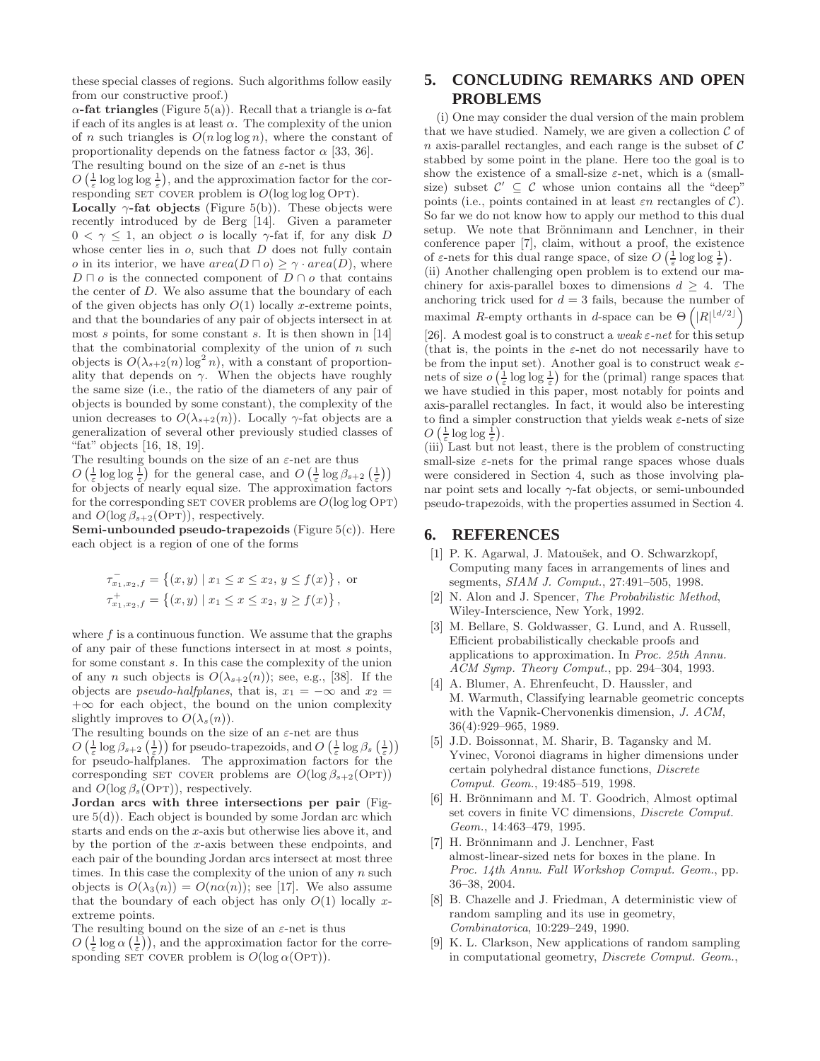these special classes of regions. Such algorithms follow easily from our constructive proof.)

**$\alpha$-fat triangles** (Figure 5(a)). Recall that a triangle is $\alpha$-fat if each of its angles is at least $\alpha$. The complexity of the union of $n$ such triangles is $O(n \log \log n)$, where the constant of proportionality depends on the fatness factor $\alpha$ [33, 36].

The resulting bound on the size of an $\varepsilon$-net is thus $O\left(\frac{1}{\varepsilon} \log \log \log \frac{1}{\varepsilon}\right)$, and the approximation factor for the corresponding SET COVER problem is $O(\log \log \log \text{OPT})$.

**Locally $\gamma$-fat objects** (Figure 5(b)). These objects were recently introduced by de Berg [14]. Given a parameter $0 < \gamma \le 1$, an object $o$ is locally $\gamma$-fat if, for any disk $D$ whose center lies in $o$, such that $D$ does not fully contain $o$ in its interior, we have $area(D \sqcap o) \ge \gamma \cdot area(D)$, where $D \sqcap o$ is the connected component of $D \cap o$ that contains the center of $D$. We also assume that the boundary of each of the given objects has only $O(1)$ locally $x$-extreme points, and that the boundaries of any pair of objects intersect in at most $s$ points, for some constant $s$. It is then shown in [14] that the combinatorial complexity of the union of $n$ such objects is $O(\lambda_{s+2}(n) \log^2 n)$, with a constant of proportionality that depends on $\gamma$. When the objects have roughly the same size (i.e., the ratio of the diameters of any pair of objects is bounded by some constant), the complexity of the union decreases to $O(\lambda_{s+2}(n))$. Locally $\gamma$-fat objects are a generalization of several other previously studied classes of "fat" objects [16, 18, 19].

The resulting bounds on the size of an $\varepsilon$-net are thus $O\left(\frac{1}{\varepsilon} \log \log \frac{1}{\varepsilon}\right)$ for the general case, and $O\left(\frac{1}{\varepsilon} \log \beta_{s+2}\left(\frac{1}{\varepsilon}\right)\right)$ for objects of nearly equal size. The approximation factors for the corresponding SET COVER problems are $O(\log \log \text{OPT})$ and $O(\log \beta_{s+2}(\text{OPT}))$, respectively.

**Semi-unbounded pseudo-trapezoids** (Figure 5(c)). Here each object is a region of one of the forms

$$\tau^{-}_{x_1,x_2,f} = \{(x,y) \mid x_1 \le x \le x_2,\ y \le f(x)\}, \text{ or}$$
$$\tau^{+}_{x_1,x_2,f} = \{(x,y) \mid x_1 \le x \le x_2,\ y \ge f(x)\},$$

where $f$ is a continuous function. We assume that the graphs of any pair of these functions intersect in at most $s$ points, for some constant $s$. In this case the complexity of the union of any $n$ such objects is $O(\lambda_{s+2}(n))$; see, e.g., [38]. If the objects are *pseudo-halfplanes*, that is, $x_1 = -\infty$ and $x_2 = +\infty$ for each object, the bound on the union complexity slightly improves to $O(\lambda_s(n))$.

The resulting bounds on the size of an $\varepsilon$-net are thus $O\left(\frac{1}{\varepsilon} \log \beta_{s+2}\left(\frac{1}{\varepsilon}\right)\right)$ for pseudo-trapezoids, and $O\left(\frac{1}{\varepsilon} \log \beta_s\left(\frac{1}{\varepsilon}\right)\right)$ for pseudo-halfplanes. The approximation factors for the corresponding SET COVER problems are $O(\log \beta_{s+2}(\text{OPT}))$ and $O(\log \beta_s(\text{OPT}))$, respectively.

**Jordan arcs with three intersections per pair** (Figure 5(d)). Each object is bounded by some Jordan arc which starts and ends on the $x$-axis but otherwise lies above it, and by the portion of the $x$-axis between these endpoints, and each pair of the bounding Jordan arcs intersect at most three times. In this case the complexity of the union of any $n$ such objects is $O(\lambda_3(n)) = O(n\alpha(n))$; see [17]. We also assume that the boundary of each object has only $O(1)$ locally $x$-extreme points.

The resulting bound on the size of an $\varepsilon$-net is thus $O\left(\frac{1}{\varepsilon} \log \alpha\left(\frac{1}{\varepsilon}\right)\right)$, and the approximation factor for the corresponding SET COVER problem is $O(\log \alpha(\text{OPT}))$.

## 5. CONCLUDING REMARKS AND OPEN PROBLEMS

(i) One may consider the dual version of the main problem that we have studied. Namely, we are given a collection $\mathcal{C}$ of $n$ axis-parallel rectangles, and each range is the subset of $\mathcal{C}$ stabbed by some point in the plane. Here too the goal is to show the existence of a small-size $\varepsilon$-net, which is a (small-size) subset $\mathcal{C}' \subseteq \mathcal{C}$ whose union contains all the "deep" points (i.e., points contained in at least $\varepsilon n$ rectangles of $\mathcal{C}$). So far we do not know how to apply our method to this dual setup. We note that Brönnimann and Lenchner, in their conference paper [7], claim, without a proof, the existence of $\varepsilon$-nets for this dual range space, of size $O\left(\frac{1}{\varepsilon} \log \log \frac{1}{\varepsilon}\right)$.

(ii) Another challenging open problem is to extend our machinery for axis-parallel boxes to dimensions $d \ge 4$. The anchoring trick used for $d = 3$ fails, because the number of maximal $R$-empty orthants in $d$-space can be $\Theta\left(|R|^{\lfloor d/2 \rfloor}\right)$ [26]. A modest goal is to construct a *weak $\varepsilon$-net* for this setup (that is, the points in the $\varepsilon$-net do not necessarily have to be from the input set). Another goal is to construct weak $\varepsilon$-nets of size $o\left(\frac{1}{\varepsilon} \log \log \frac{1}{\varepsilon}\right)$ for the (primal) range spaces that we have studied in this paper, most notably for points and axis-parallel rectangles. In fact, it would also be interesting to find a simpler construction that yields weak $\varepsilon$-nets of size $O\left(\frac{1}{\varepsilon} \log \log \frac{1}{\varepsilon}\right)$.

(iii) Last but not least, there is the problem of constructing small-size $\varepsilon$-nets for the primal range spaces whose duals were considered in Section 4, such as those involving planar point sets and locally $\gamma$-fat objects, or semi-unbounded pseudo-trapezoids, with the properties assumed in Section 4.

## 6. REFERENCES

[1] P. K. Agarwal, J. Matoušek, and O. Schwarzkopf, Computing many faces in arrangements of lines and segments, *SIAM J. Comput.*, 27:491–505, 1998.

[2] N. Alon and J. Spencer, *The Probabilistic Method*, Wiley-Interscience, New York, 1992.

[3] M. Bellare, S. Goldwasser, G. Lund, and A. Russell, Efficient probabilistically checkable proofs and applications to approximation. In *Proc. 25th Annu. ACM Symp. Theory Comput.*, pp. 294–304, 1993.

[4] A. Blumer, A. Ehrenfeucht, D. Haussler, and M. Warmuth, Classifying learnable geometric concepts with the Vapnik-Chervonenkis dimension, *J. ACM*, 36(4):929–965, 1989.

[5] J.D. Boissonnat, M. Sharir, B. Tagansky and M. Yvinec, Voronoi diagrams in higher dimensions under certain polyhedral distance functions, *Discrete Comput. Geom.*, 19:485–519, 1998.

[6] H. Brönnimann and M. T. Goodrich, Almost optimal set covers in finite VC dimensions, *Discrete Comput. Geom.*, 14:463–479, 1995.

[7] H. Brönnimann and J. Lenchner, Fast almost-linear-sized nets for boxes in the plane. In *Proc. 14th Annu. Fall Workshop Comput. Geom.*, pp. 36–38, 2004.

[8] B. Chazelle and J. Friedman, A deterministic view of random sampling and its use in geometry, *Combinatorica*, 10:229–249, 1990.

[9] K. L. Clarkson, New applications of random sampling in computational geometry, *Discrete Comput. Geom.*,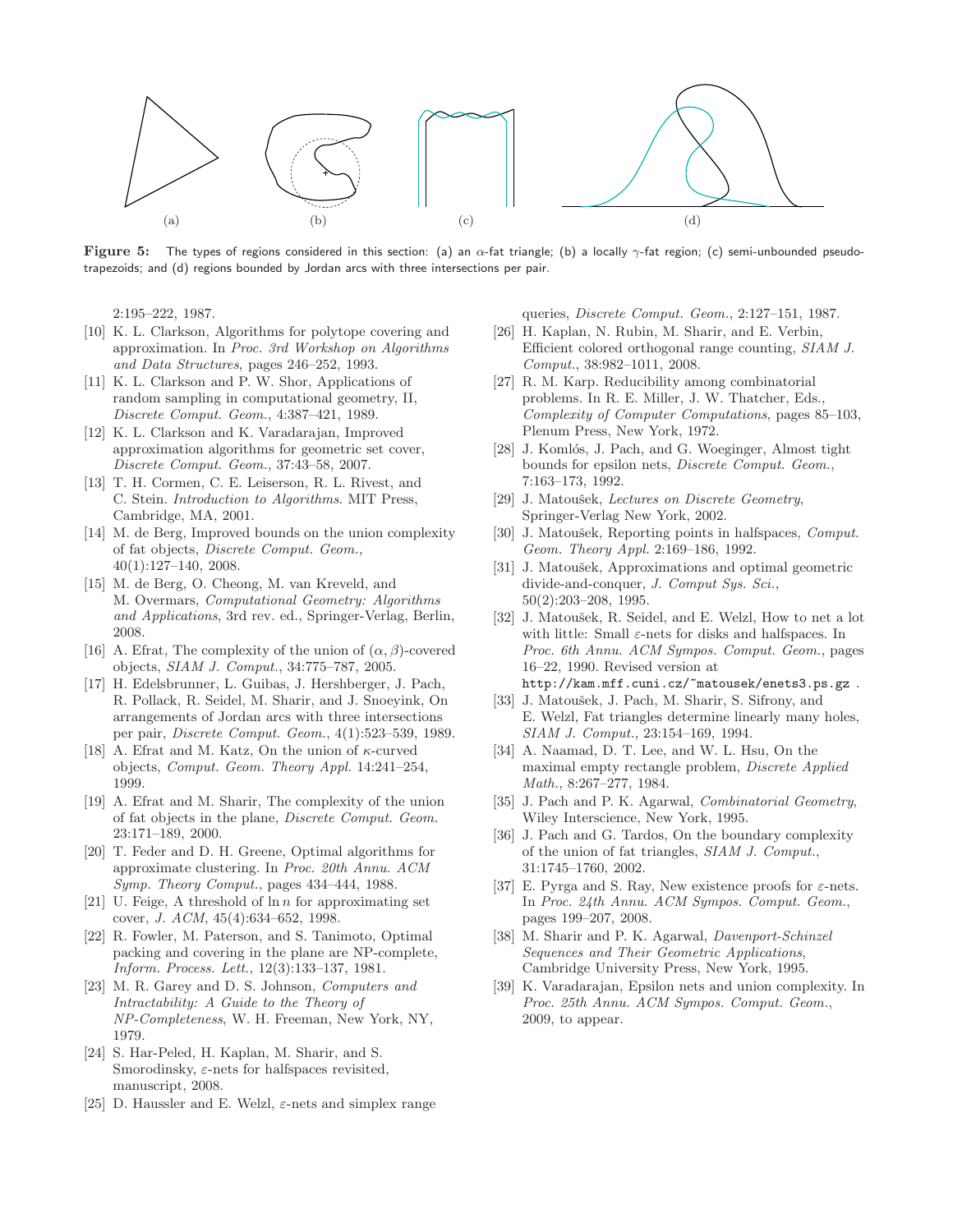(a) (b) (c) (d)

**Figure 5:** The types of regions considered in this section: (a) an $\alpha$-fat triangle; (b) a locally $\gamma$-fat region; (c) semi-unbounded pseudo-trapezoids; and (d) regions bounded by Jordan arcs with three intersections per pair.

2:195–222, 1987.

[10] K. L. Clarkson, Algorithms for polytope covering and approximation. In *Proc. 3rd Workshop on Algorithms and Data Structures*, pages 246–252, 1993.

[11] K. L. Clarkson and P. W. Shor, Applications of random sampling in computational geometry, II, *Discrete Comput. Geom.*, 4:387–421, 1989.

[12] K. L. Clarkson and K. Varadarajan, Improved approximation algorithms for geometric set cover, *Discrete Comput. Geom.*, 37:43–58, 2007.

[13] T. H. Cormen, C. E. Leiserson, R. L. Rivest, and C. Stein. *Introduction to Algorithms*. MIT Press, Cambridge, MA, 2001.

[14] M. de Berg, Improved bounds on the union complexity of fat objects, *Discrete Comput. Geom.*, 40(1):127–140, 2008.

[15] M. de Berg, O. Cheong, M. van Kreveld, and M. Overmars, *Computational Geometry: Algorithms and Applications*, 3rd rev. ed., Springer-Verlag, Berlin, 2008.

[16] A. Efrat, The complexity of the union of $(\alpha, \beta)$-covered objects, *SIAM J. Comput.*, 34:775–787, 2005.

[17] H. Edelsbrunner, L. Guibas, J. Hershberger, J. Pach, R. Pollack, R. Seidel, M. Sharir, and J. Snoeyink, On arrangements of Jordan arcs with three intersections per pair, *Discrete Comput. Geom.*, 4(1):523–539, 1989.

[18] A. Efrat and M. Katz, On the union of $\kappa$-curved objects, *Comput. Geom. Theory Appl.* 14:241–254, 1999.

[19] A. Efrat and M. Sharir, The complexity of the union of fat objects in the plane, *Discrete Comput. Geom.* 23:171–189, 2000.

[20] T. Feder and D. H. Greene, Optimal algorithms for approximate clustering. In *Proc. 20th Annu. ACM Symp. Theory Comput.*, pages 434–444, 1988.

[21] U. Feige, A threshold of $\ln n$ for approximating set cover, *J. ACM*, 45(4):634–652, 1998.

[22] R. Fowler, M. Paterson, and S. Tanimoto, Optimal packing and covering in the plane are NP-complete, *Inform. Process. Lett.*, 12(3):133–137, 1981.

[23] M. R. Garey and D. S. Johnson, *Computers and Intractability: A Guide to the Theory of NP-Completeness*, W. H. Freeman, New York, NY, 1979.

[24] S. Har-Peled, H. Kaplan, M. Sharir, and S. Smorodinsky, $\varepsilon$-nets for halfspaces revisited, manuscript, 2008.

[25] D. Haussler and E. Welzl, $\varepsilon$-nets and simplex range queries, *Discrete Comput. Geom.*, 2:127–151, 1987.

[26] H. Kaplan, N. Rubin, M. Sharir, and E. Verbin, Efficient colored orthogonal range counting, *SIAM J. Comput.*, 38:982–1011, 2008.

[27] R. M. Karp. Reducibility among combinatorial problems. In R. E. Miller, J. W. Thatcher, Eds., *Complexity of Computer Computations*, pages 85–103, Plenum Press, New York, 1972.

[28] J. Komlós, J. Pach, and G. Woeginger, Almost tight bounds for epsilon nets, *Discrete Comput. Geom.*, 7:163–173, 1992.

[29] J. Matoušek, *Lectures on Discrete Geometry*, Springer-Verlag New York, 2002.

[30] J. Matoušek, Reporting points in halfspaces, *Comput. Geom. Theory Appl.* 2:169–186, 1992.

[31] J. Matoušek, Approximations and optimal geometric divide-and-conquer, *J. Comput Sys. Sci.*, 50(2):203–208, 1995.

[32] J. Matoušek, R. Seidel, and E. Welzl, How to net a lot with little: Small $\varepsilon$-nets for disks and halfspaces. In *Proc. 6th Annu. ACM Sympos. Comput. Geom.*, pages 16–22, 1990. Revised version at http://kam.mff.cuni.cz/~matousek/enets3.ps.gz .

[33] J. Matoušek, J. Pach, M. Sharir, S. Sifrony, and E. Welzl, Fat triangles determine linearly many holes, *SIAM J. Comput.*, 23:154–169, 1994.

[34] A. Naamad, D. T. Lee, and W. L. Hsu, On the maximal empty rectangle problem, *Discrete Applied Math.*, 8:267–277, 1984.

[35] J. Pach and P. K. Agarwal, *Combinatorial Geometry*, Wiley Interscience, New York, 1995.

[36] J. Pach and G. Tardos, On the boundary complexity of the union of fat triangles, *SIAM J. Comput.*, 31:1745–1760, 2002.

[37] E. Pyrga and S. Ray, New existence proofs for $\varepsilon$-nets. In *Proc. 24th Annu. ACM Sympos. Comput. Geom.*, pages 199–207, 2008.

[38] M. Sharir and P. K. Agarwal, *Davenport-Schinzel Sequences and Their Geometric Applications*, Cambridge University Press, New York, 1995.

[39] K. Varadarajan, Epsilon nets and union complexity. In *Proc. 25th Annu. ACM Sympos. Comput. Geom.*, 2009, to appear.